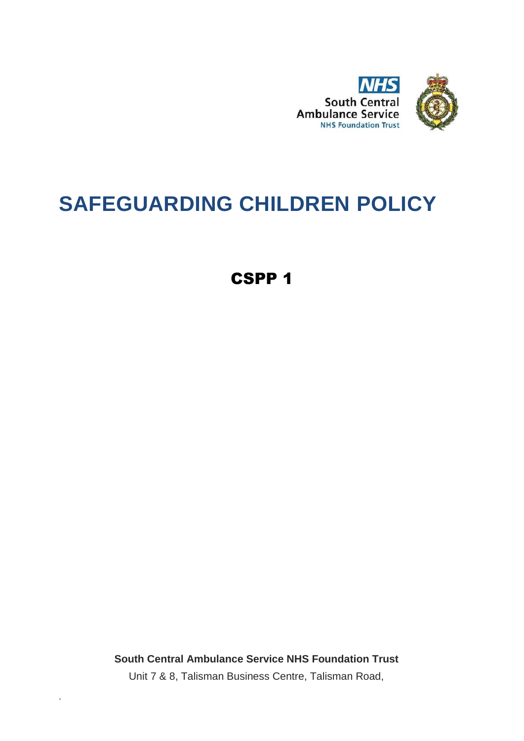NHS
South Central
Ambulance Service
NHS Foundation Trust

# SAFEGUARDING CHILDREN POLICY

## CSPP 1

**South Central Ambulance Service NHS Foundation Trust**

Unit 7 & 8, Talisman Business Centre, Talisman Road,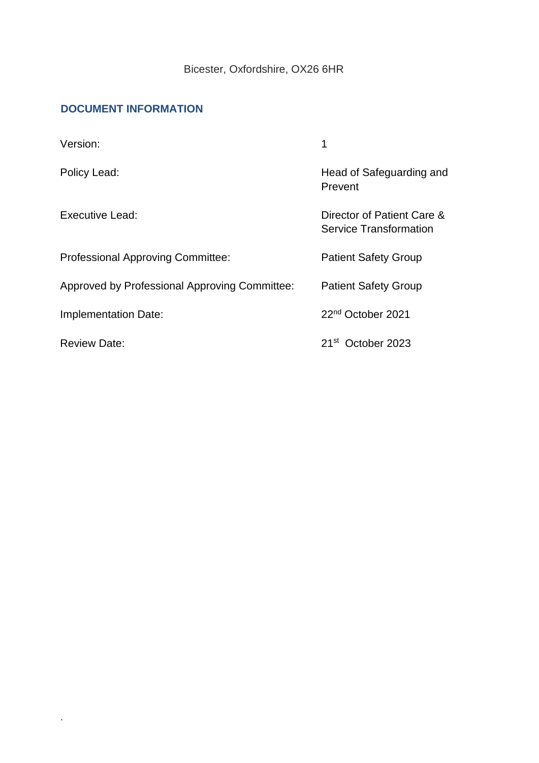Bicester, Oxfordshire, OX26 6HR

## DOCUMENT INFORMATION

| | |
|---|---|
| Version: | 1 |
| Policy Lead: | Head of Safeguarding and Prevent |
| Executive Lead: | Director of Patient Care & Service Transformation |
| Professional Approving Committee: | Patient Safety Group |
| Approved by Professional Approving Committee: | Patient Safety Group |
| Implementation Date: | 22nd October 2021 |
| Review Date: | 21st October 2023 |

.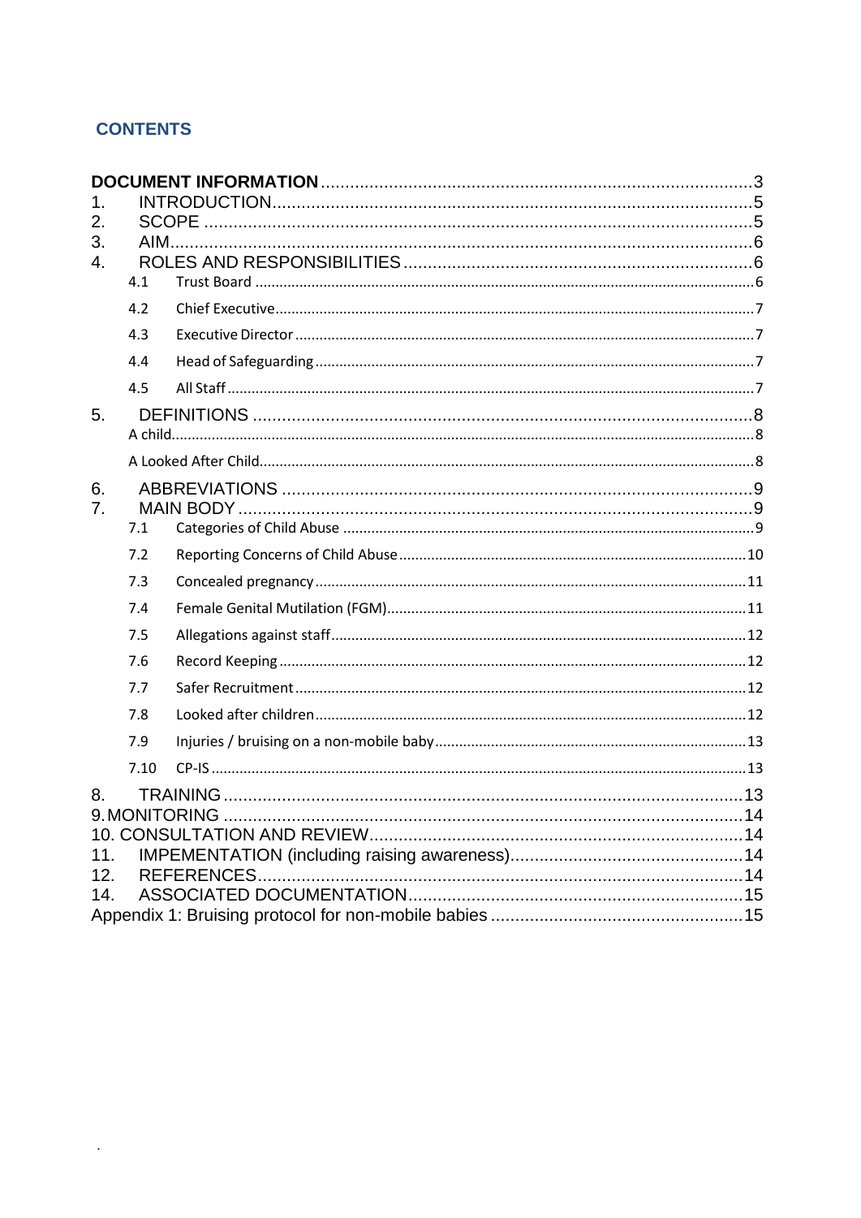## CONTENTS

**DOCUMENT INFORMATION** ........ 3

1. INTRODUCTION ........ 5
2. SCOPE ........ 5
3. AIM ........ 6
4. ROLES AND RESPONSIBILITIES ........ 6
    - 4.1 Trust Board ........ 6
    - 4.2 Chief Executive ........ 7
    - 4.3 Executive Director ........ 7
    - 4.4 Head of Safeguarding ........ 7
    - 4.5 All Staff ........ 7
5. DEFINITIONS ........ 8
    - A child ........ 8
    - A Looked After Child ........ 8
6. ABBREVIATIONS ........ 9
7. MAIN BODY ........ 9
    - 7.1 Categories of Child Abuse ........ 9
    - 7.2 Reporting Concerns of Child Abuse ........ 10
    - 7.3 Concealed pregnancy ........ 11
    - 7.4 Female Genital Mutilation (FGM) ........ 11
    - 7.5 Allegations against staff ........ 12
    - 7.6 Record Keeping ........ 12
    - 7.7 Safer Recruitment ........ 12
    - 7.8 Looked after children ........ 12
    - 7.9 Injuries / bruising on a non-mobile baby ........ 13
    - 7.10 CP-IS ........ 13
8. TRAINING ........ 13
9. MONITORING ........ 14
10. CONSULTATION AND REVIEW ........ 14
11. IMPEMENTATION (including raising awareness) ........ 14
12. REFERENCES ........ 14
14. ASSOCIATED DOCUMENTATION ........ 15

Appendix 1: Bruising protocol for non-mobile babies ........ 15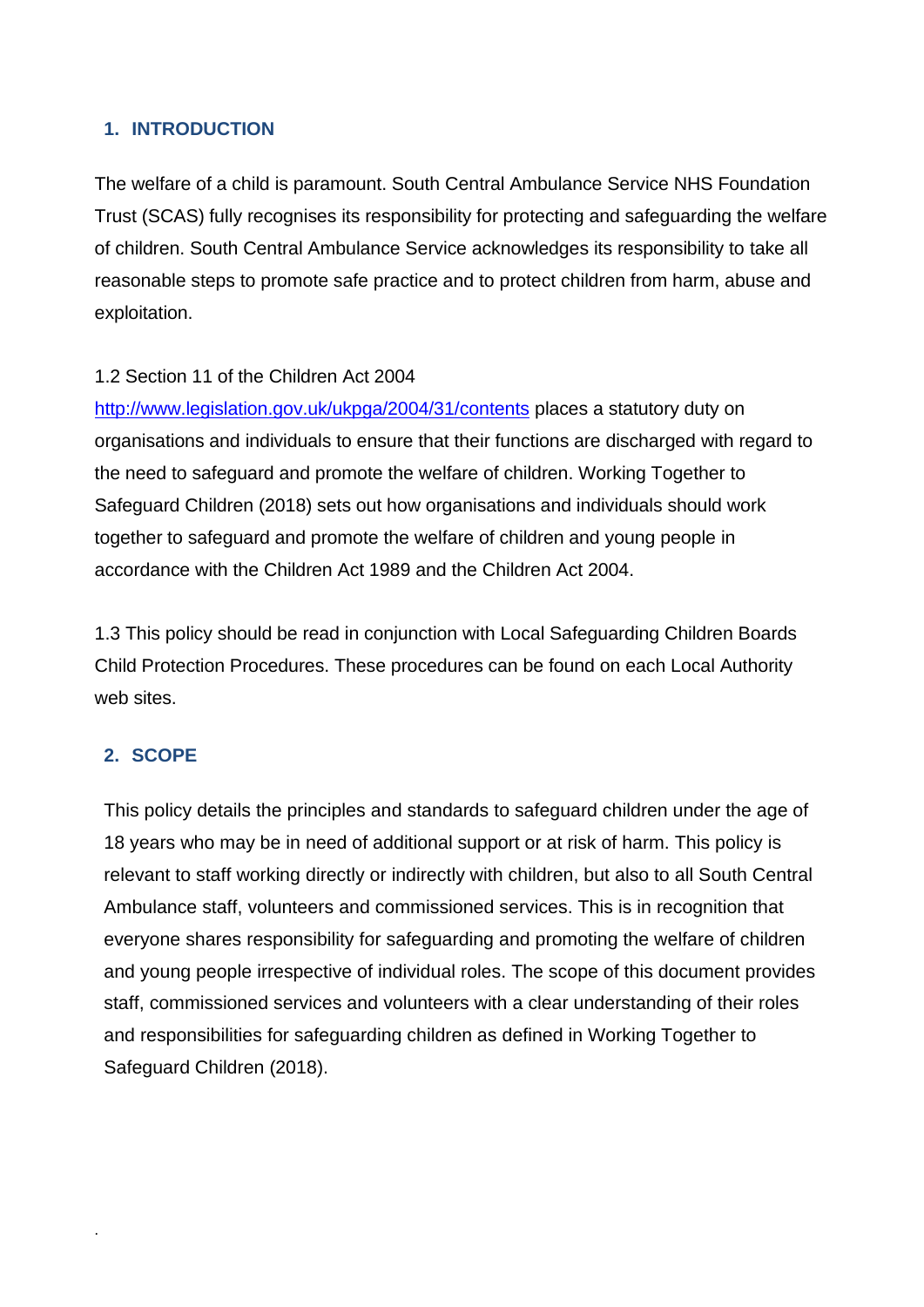## 1. INTRODUCTION

The welfare of a child is paramount. South Central Ambulance Service NHS Foundation Trust (SCAS) fully recognises its responsibility for protecting and safeguarding the welfare of children. South Central Ambulance Service acknowledges its responsibility to take all reasonable steps to promote safe practice and to protect children from harm, abuse and exploitation.

1.2 Section 11 of the Children Act 2004 http://www.legislation.gov.uk/ukpga/2004/31/contents places a statutory duty on organisations and individuals to ensure that their functions are discharged with regard to the need to safeguard and promote the welfare of children. Working Together to Safeguard Children (2018) sets out how organisations and individuals should work together to safeguard and promote the welfare of children and young people in accordance with the Children Act 1989 and the Children Act 2004.

1.3 This policy should be read in conjunction with Local Safeguarding Children Boards Child Protection Procedures. These procedures can be found on each Local Authority web sites.

## 2. SCOPE

This policy details the principles and standards to safeguard children under the age of 18 years who may be in need of additional support or at risk of harm. This policy is relevant to staff working directly or indirectly with children, but also to all South Central Ambulance staff, volunteers and commissioned services. This is in recognition that everyone shares responsibility for safeguarding and promoting the welfare of children and young people irrespective of individual roles. The scope of this document provides staff, commissioned services and volunteers with a clear understanding of their roles and responsibilities for safeguarding children as defined in Working Together to Safeguard Children (2018).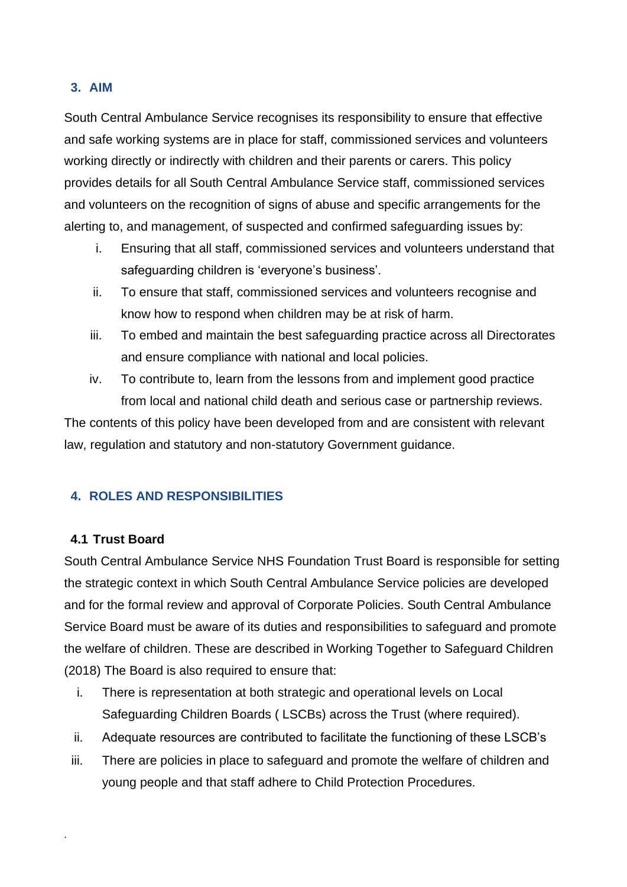## 3. AIM

South Central Ambulance Service recognises its responsibility to ensure that effective and safe working systems are in place for staff, commissioned services and volunteers working directly or indirectly with children and their parents or carers. This policy provides details for all South Central Ambulance Service staff, commissioned services and volunteers on the recognition of signs of abuse and specific arrangements for the alerting to, and management, of suspected and confirmed safeguarding issues by:

i. Ensuring that all staff, commissioned services and volunteers understand that safeguarding children is 'everyone's business'.
ii. To ensure that staff, commissioned services and volunteers recognise and know how to respond when children may be at risk of harm.
iii. To embed and maintain the best safeguarding practice across all Directorates and ensure compliance with national and local policies.
iv. To contribute to, learn from the lessons from and implement good practice from local and national child death and serious case or partnership reviews.

The contents of this policy have been developed from and are consistent with relevant law, regulation and statutory and non-statutory Government guidance.

## 4. ROLES AND RESPONSIBILITIES

### 4.1 Trust Board

South Central Ambulance Service NHS Foundation Trust Board is responsible for setting the strategic context in which South Central Ambulance Service policies are developed and for the formal review and approval of Corporate Policies. South Central Ambulance Service Board must be aware of its duties and responsibilities to safeguard and promote the welfare of children. These are described in Working Together to Safeguard Children (2018) The Board is also required to ensure that:

i. There is representation at both strategic and operational levels on Local Safeguarding Children Boards ( LSCBs) across the Trust (where required).
ii. Adequate resources are contributed to facilitate the functioning of these LSCB's
iii. There are policies in place to safeguard and promote the welfare of children and young people and that staff adhere to Child Protection Procedures.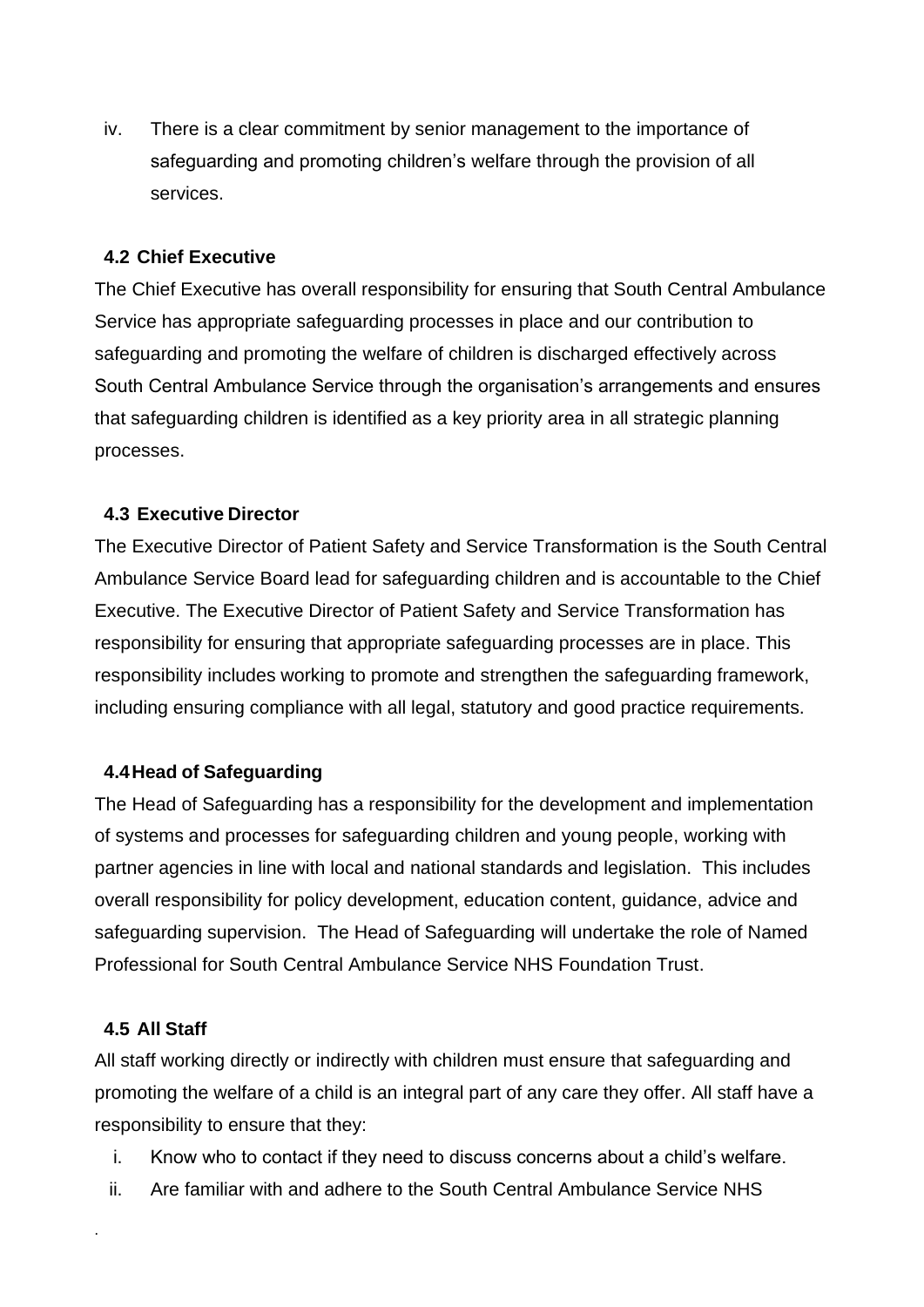iv. There is a clear commitment by senior management to the importance of safeguarding and promoting children's welfare through the provision of all services.

### 4.2 Chief Executive

The Chief Executive has overall responsibility for ensuring that South Central Ambulance Service has appropriate safeguarding processes in place and our contribution to safeguarding and promoting the welfare of children is discharged effectively across South Central Ambulance Service through the organisation's arrangements and ensures that safeguarding children is identified as a key priority area in all strategic planning processes.

### 4.3 Executive Director

The Executive Director of Patient Safety and Service Transformation is the South Central Ambulance Service Board lead for safeguarding children and is accountable to the Chief Executive. The Executive Director of Patient Safety and Service Transformation has responsibility for ensuring that appropriate safeguarding processes are in place. This responsibility includes working to promote and strengthen the safeguarding framework, including ensuring compliance with all legal, statutory and good practice requirements.

### 4.4 Head of Safeguarding

The Head of Safeguarding has a responsibility for the development and implementation of systems and processes for safeguarding children and young people, working with partner agencies in line with local and national standards and legislation. This includes overall responsibility for policy development, education content, guidance, advice and safeguarding supervision. The Head of Safeguarding will undertake the role of Named Professional for South Central Ambulance Service NHS Foundation Trust.

### 4.5 All Staff

All staff working directly or indirectly with children must ensure that safeguarding and promoting the welfare of a child is an integral part of any care they offer. All staff have a responsibility to ensure that they:

i. Know who to contact if they need to discuss concerns about a child's welfare.
ii. Are familiar with and adhere to the South Central Ambulance Service NHS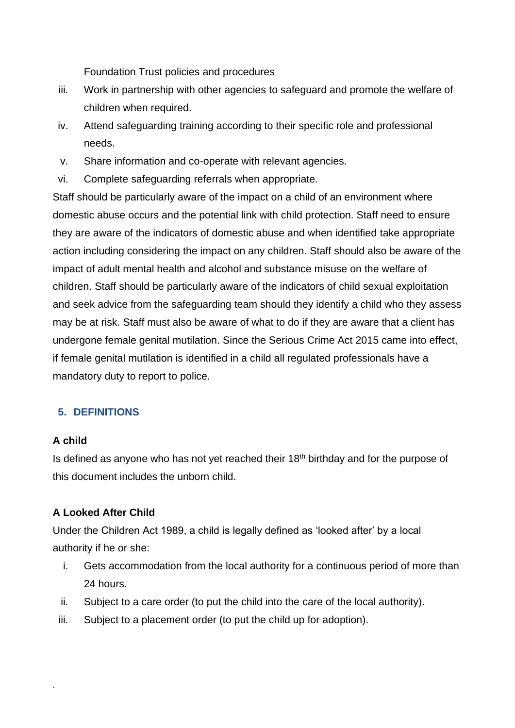Foundation Trust policies and procedures

iii. Work in partnership with other agencies to safeguard and promote the welfare of children when required.
iv. Attend safeguarding training according to their specific role and professional needs.
v. Share information and co-operate with relevant agencies.
vi. Complete safeguarding referrals when appropriate.

Staff should be particularly aware of the impact on a child of an environment where domestic abuse occurs and the potential link with child protection. Staff need to ensure they are aware of the indicators of domestic abuse and when identified take appropriate action including considering the impact on any children. Staff should also be aware of the impact of adult mental health and alcohol and substance misuse on the welfare of children. Staff should be particularly aware of the indicators of child sexual exploitation and seek advice from the safeguarding team should they identify a child who they assess may be at risk. Staff must also be aware of what to do if they are aware that a client has undergone female genital mutilation. Since the Serious Crime Act 2015 came into effect, if female genital mutilation is identified in a child all regulated professionals have a mandatory duty to report to police.

## 5. DEFINITIONS

**A child**

Is defined as anyone who has not yet reached their 18th birthday and for the purpose of this document includes the unborn child.

**A Looked After Child**

Under the Children Act 1989, a child is legally defined as 'looked after' by a local authority if he or she:

i. Gets accommodation from the local authority for a continuous period of more than 24 hours.
ii. Subject to a care order (to put the child into the care of the local authority).
iii. Subject to a placement order (to put the child up for adoption).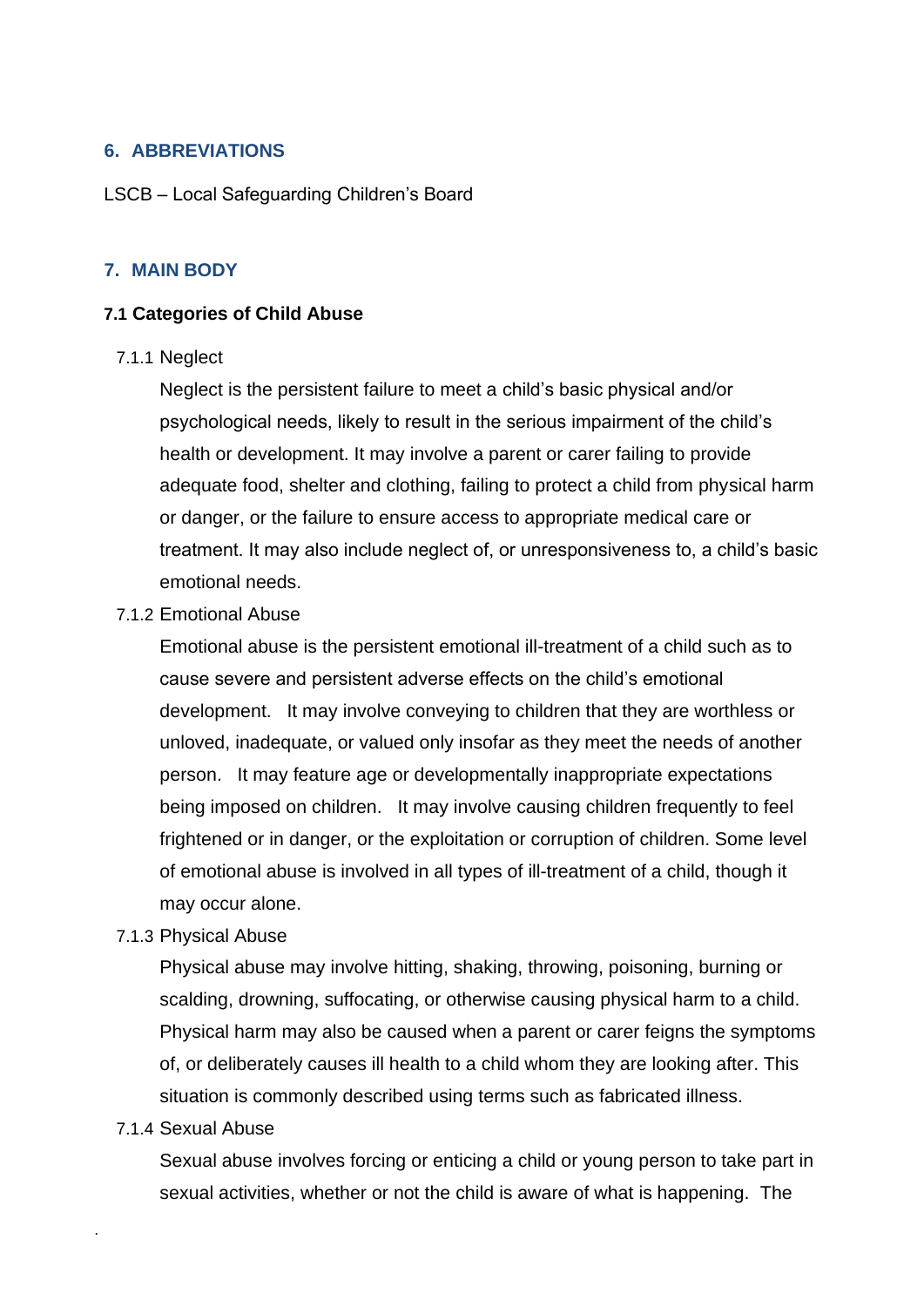## 6. ABBREVIATIONS

LSCB – Local Safeguarding Children's Board

## 7. MAIN BODY

### 7.1 Categories of Child Abuse

7.1.1 Neglect

Neglect is the persistent failure to meet a child's basic physical and/or psychological needs, likely to result in the serious impairment of the child's health or development. It may involve a parent or carer failing to provide adequate food, shelter and clothing, failing to protect a child from physical harm or danger, or the failure to ensure access to appropriate medical care or treatment. It may also include neglect of, or unresponsiveness to, a child's basic emotional needs.

7.1.2 Emotional Abuse

Emotional abuse is the persistent emotional ill-treatment of a child such as to cause severe and persistent adverse effects on the child's emotional development. It may involve conveying to children that they are worthless or unloved, inadequate, or valued only insofar as they meet the needs of another person. It may feature age or developmentally inappropriate expectations being imposed on children. It may involve causing children frequently to feel frightened or in danger, or the exploitation or corruption of children. Some level of emotional abuse is involved in all types of ill-treatment of a child, though it may occur alone.

7.1.3 Physical Abuse

Physical abuse may involve hitting, shaking, throwing, poisoning, burning or scalding, drowning, suffocating, or otherwise causing physical harm to a child. Physical harm may also be caused when a parent or carer feigns the symptoms of, or deliberately causes ill health to a child whom they are looking after. This situation is commonly described using terms such as fabricated illness.

7.1.4 Sexual Abuse

Sexual abuse involves forcing or enticing a child or young person to take part in sexual activities, whether or not the child is aware of what is happening. The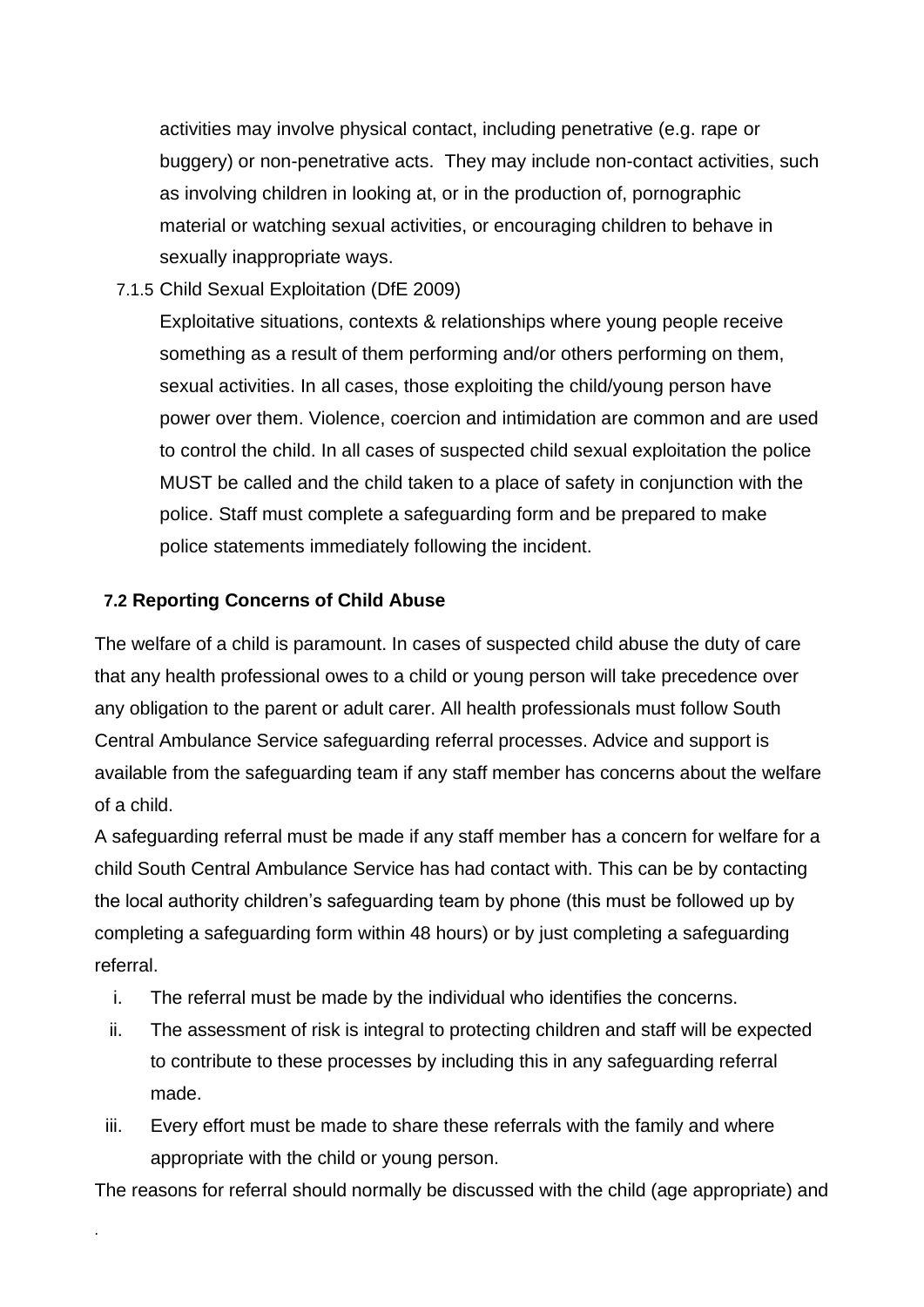activities may involve physical contact, including penetrative (e.g. rape or buggery) or non-penetrative acts. They may include non-contact activities, such as involving children in looking at, or in the production of, pornographic material or watching sexual activities, or encouraging children to behave in sexually inappropriate ways.

7.1.5 Child Sexual Exploitation (DfE 2009)

Exploitative situations, contexts & relationships where young people receive something as a result of them performing and/or others performing on them, sexual activities. In all cases, those exploiting the child/young person have power over them. Violence, coercion and intimidation are common and are used to control the child. In all cases of suspected child sexual exploitation the police MUST be called and the child taken to a place of safety in conjunction with the police. Staff must complete a safeguarding form and be prepared to make police statements immediately following the incident.

### 7.2 Reporting Concerns of Child Abuse

The welfare of a child is paramount. In cases of suspected child abuse the duty of care that any health professional owes to a child or young person will take precedence over any obligation to the parent or adult carer. All health professionals must follow South Central Ambulance Service safeguarding referral processes. Advice and support is available from the safeguarding team if any staff member has concerns about the welfare of a child.

A safeguarding referral must be made if any staff member has a concern for welfare for a child South Central Ambulance Service has had contact with. This can be by contacting the local authority children's safeguarding team by phone (this must be followed up by completing a safeguarding form within 48 hours) or by just completing a safeguarding referral.

i. The referral must be made by the individual who identifies the concerns.

ii. The assessment of risk is integral to protecting children and staff will be expected to contribute to these processes by including this in any safeguarding referral made.

iii. Every effort must be made to share these referrals with the family and where appropriate with the child or young person.

The reasons for referral should normally be discussed with the child (age appropriate) and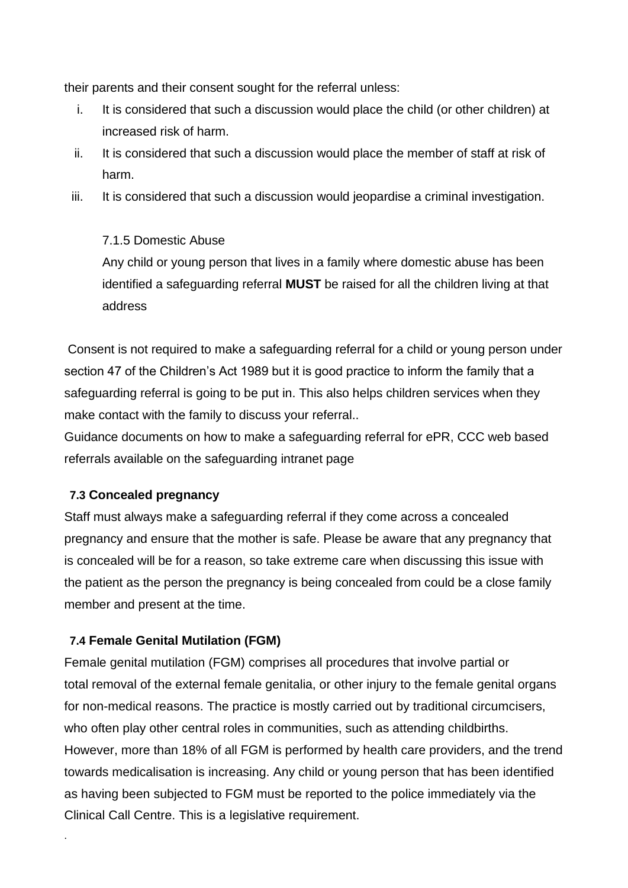their parents and their consent sought for the referral unless:

i. It is considered that such a discussion would place the child (or other children) at increased risk of harm.
ii. It is considered that such a discussion would place the member of staff at risk of harm.
iii. It is considered that such a discussion would jeopardise a criminal investigation.

7.1.5 Domestic Abuse

Any child or young person that lives in a family where domestic abuse has been identified a safeguarding referral **MUST** be raised for all the children living at that address

Consent is not required to make a safeguarding referral for a child or young person under section 47 of the Children's Act 1989 but it is good practice to inform the family that a safeguarding referral is going to be put in. This also helps children services when they make contact with the family to discuss your referral..

Guidance documents on how to make a safeguarding referral for ePR, CCC web based referrals available on the safeguarding intranet page

### 7.3 Concealed pregnancy

Staff must always make a safeguarding referral if they come across a concealed pregnancy and ensure that the mother is safe. Please be aware that any pregnancy that is concealed will be for a reason, so take extreme care when discussing this issue with the patient as the person the pregnancy is being concealed from could be a close family member and present at the time.

### 7.4 Female Genital Mutilation (FGM)

Female genital mutilation (FGM) comprises all procedures that involve partial or total removal of the external female genitalia, or other injury to the female genital organs for non-medical reasons. The practice is mostly carried out by traditional circumcisers, who often play other central roles in communities, such as attending childbirths. However, more than 18% of all FGM is performed by health care providers, and the trend towards medicalisation is increasing. Any child or young person that has been identified as having been subjected to FGM must be reported to the police immediately via the Clinical Call Centre. This is a legislative requirement.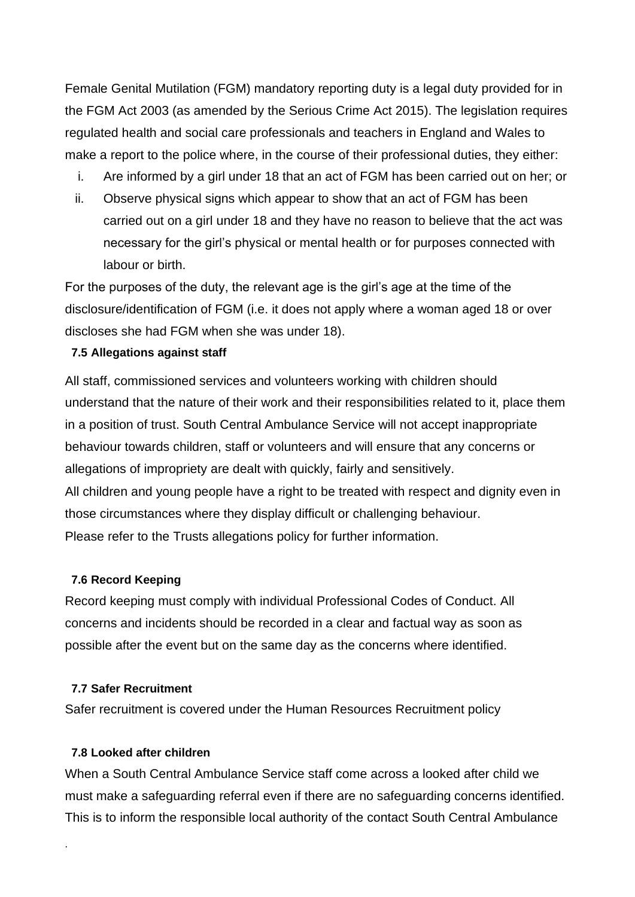Female Genital Mutilation (FGM) mandatory reporting duty is a legal duty provided for in the FGM Act 2003 (as amended by the Serious Crime Act 2015). The legislation requires regulated health and social care professionals and teachers in England and Wales to make a report to the police where, in the course of their professional duties, they either:

i. Are informed by a girl under 18 that an act of FGM has been carried out on her; or
ii. Observe physical signs which appear to show that an act of FGM has been carried out on a girl under 18 and they have no reason to believe that the act was necessary for the girl's physical or mental health or for purposes connected with labour or birth.

For the purposes of the duty, the relevant age is the girl's age at the time of the disclosure/identification of FGM (i.e. it does not apply where a woman aged 18 or over discloses she had FGM when she was under 18).

**7.5 Allegations against staff**

All staff, commissioned services and volunteers working with children should understand that the nature of their work and their responsibilities related to it, place them in a position of trust. South Central Ambulance Service will not accept inappropriate behaviour towards children, staff or volunteers and will ensure that any concerns or allegations of impropriety are dealt with quickly, fairly and sensitively.
All children and young people have a right to be treated with respect and dignity even in those circumstances where they display difficult or challenging behaviour.
Please refer to the Trusts allegations policy for further information.

**7.6 Record Keeping**

Record keeping must comply with individual Professional Codes of Conduct. All concerns and incidents should be recorded in a clear and factual way as soon as possible after the event but on the same day as the concerns where identified.

**7.7 Safer Recruitment**

Safer recruitment is covered under the Human Resources Recruitment policy

**7.8 Looked after children**

When a South Central Ambulance Service staff come across a looked after child we must make a safeguarding referral even if there are no safeguarding concerns identified. This is to inform the responsible local authority of the contact South Central Ambulance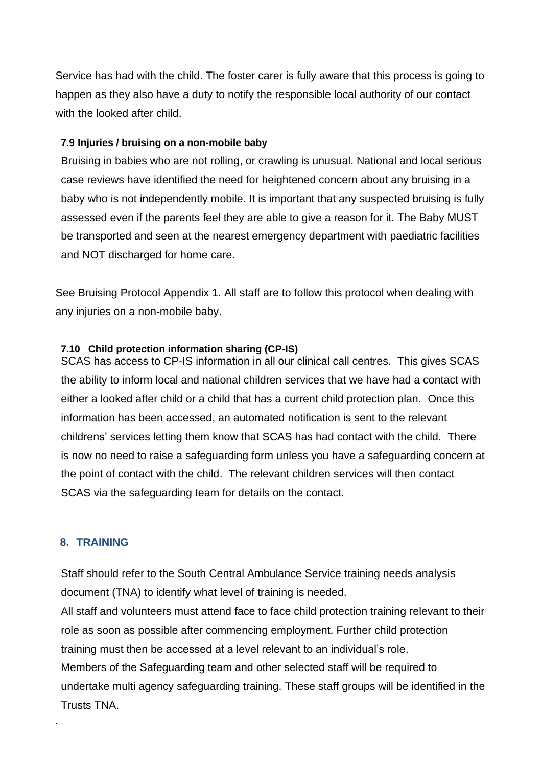Service has had with the child. The foster carer is fully aware that this process is going to happen as they also have a duty to notify the responsible local authority of our contact with the looked after child.

#### 7.9 Injuries / bruising on a non-mobile baby

Bruising in babies who are not rolling, or crawling is unusual. National and local serious case reviews have identified the need for heightened concern about any bruising in a baby who is not independently mobile. It is important that any suspected bruising is fully assessed even if the parents feel they are able to give a reason for it. The Baby MUST be transported and seen at the nearest emergency department with paediatric facilities and NOT discharged for home care.

See Bruising Protocol Appendix 1. All staff are to follow this protocol when dealing with any injuries on a non-mobile baby.

#### 7.10 Child protection information sharing (CP-IS)

SCAS has access to CP-IS information in all our clinical call centres. This gives SCAS the ability to inform local and national children services that we have had a contact with either a looked after child or a child that has a current child protection plan. Once this information has been accessed, an automated notification is sent to the relevant childrens' services letting them know that SCAS has had contact with the child. There is now no need to raise a safeguarding form unless you have a safeguarding concern at the point of contact with the child. The relevant children services will then contact SCAS via the safeguarding team for details on the contact.

## 8. TRAINING

Staff should refer to the South Central Ambulance Service training needs analysis document (TNA) to identify what level of training is needed.

All staff and volunteers must attend face to face child protection training relevant to their role as soon as possible after commencing employment. Further child protection training must then be accessed at a level relevant to an individual's role.

Members of the Safeguarding team and other selected staff will be required to undertake multi agency safeguarding training. These staff groups will be identified in the Trusts TNA.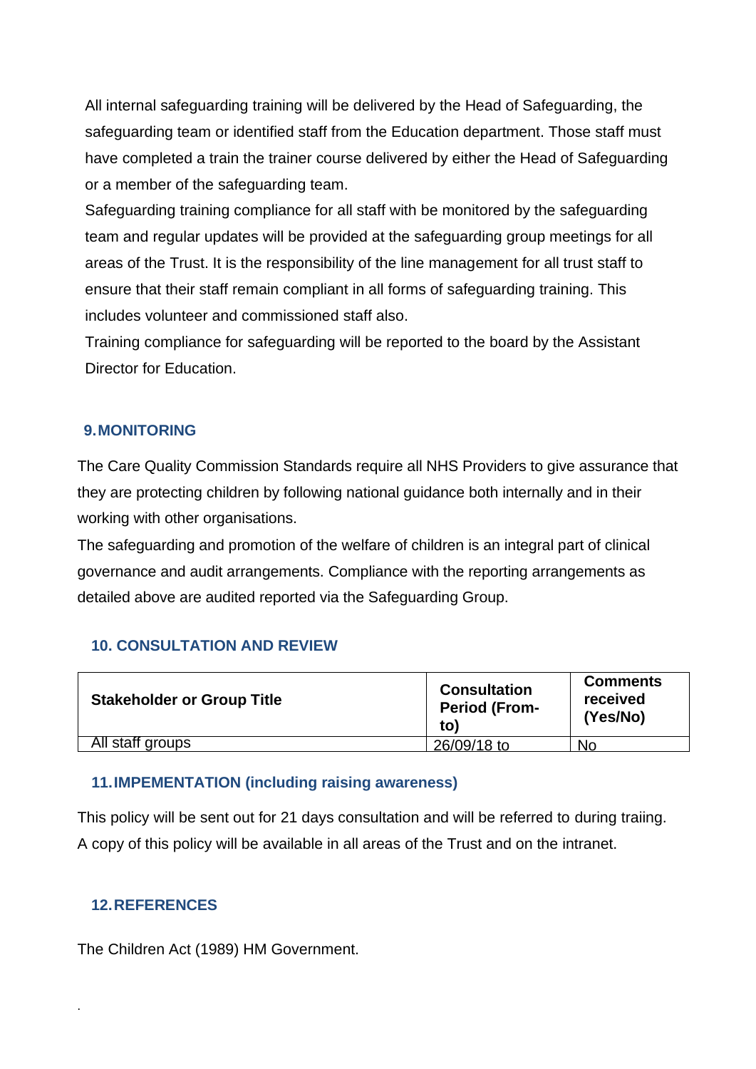All internal safeguarding training will be delivered by the Head of Safeguarding, the safeguarding team or identified staff from the Education department. Those staff must have completed a train the trainer course delivered by either the Head of Safeguarding or a member of the safeguarding team.

Safeguarding training compliance for all staff with be monitored by the safeguarding team and regular updates will be provided at the safeguarding group meetings for all areas of the Trust. It is the responsibility of the line management for all trust staff to ensure that their staff remain compliant in all forms of safeguarding training. This includes volunteer and commissioned staff also.

Training compliance for safeguarding will be reported to the board by the Assistant Director for Education.

## 9. MONITORING

The Care Quality Commission Standards require all NHS Providers to give assurance that they are protecting children by following national guidance both internally and in their working with other organisations.

The safeguarding and promotion of the welfare of children is an integral part of clinical governance and audit arrangements. Compliance with the reporting arrangements as detailed above are audited reported via the Safeguarding Group.

## 10. CONSULTATION AND REVIEW

| Stakeholder or Group Title | Consultation Period (From-to) | Comments received (Yes/No) |
|---|---|---|
| All staff groups | 26/09/18 to | No |

## 11. IMPEMENTATION (including raising awareness)

This policy will be sent out for 21 days consultation and will be referred to during traiing. A copy of this policy will be available in all areas of the Trust and on the intranet.

## 12. REFERENCES

The Children Act (1989) HM Government.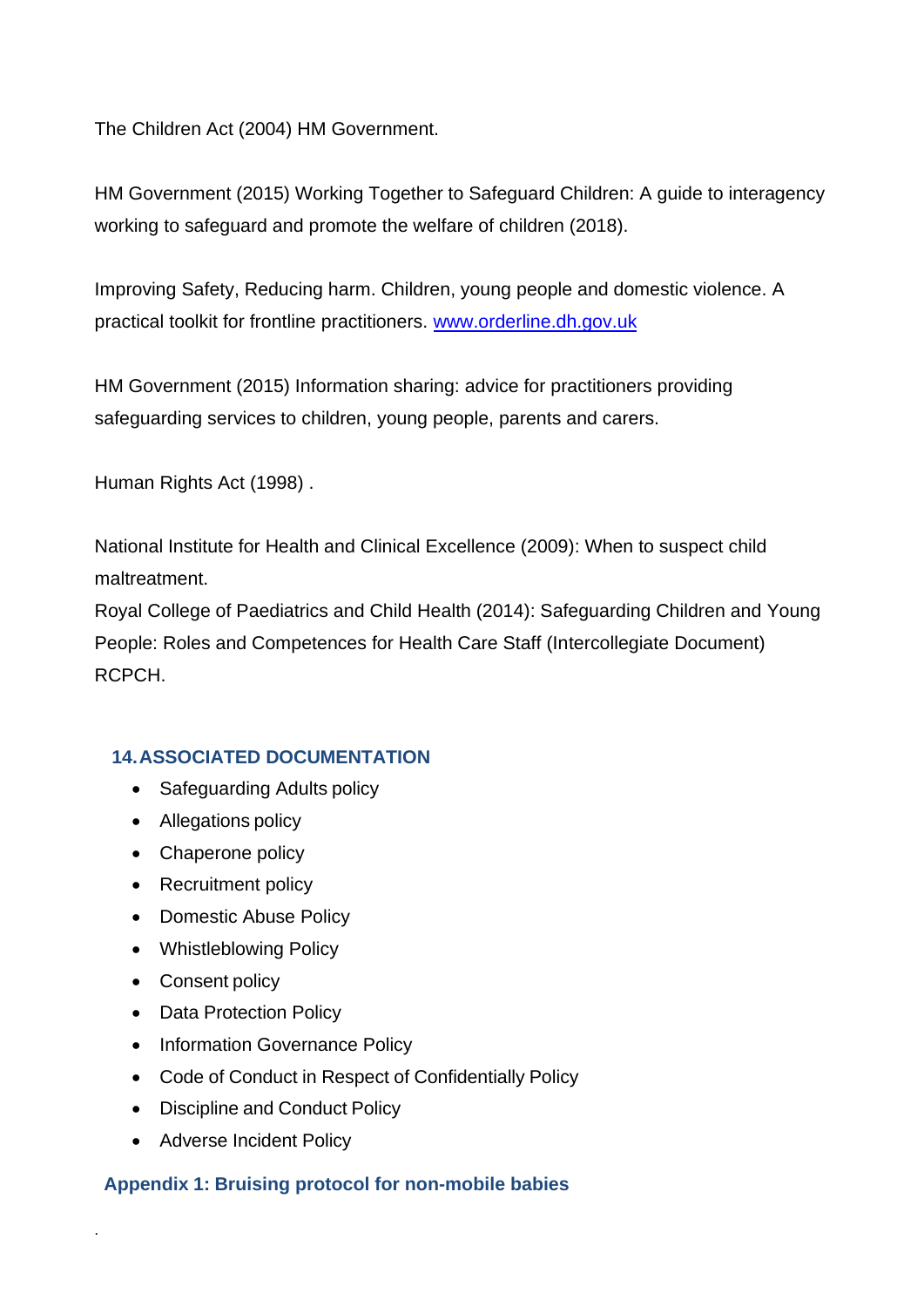The Children Act (2004) HM Government.

HM Government (2015) Working Together to Safeguard Children: A guide to interagency working to safeguard and promote the welfare of children (2018).

Improving Safety, Reducing harm. Children, young people and domestic violence. A practical toolkit for frontline practitioners. [www.orderline.dh.gov.uk](http://www.orderline.dh.gov.uk)

HM Government (2015) Information sharing: advice for practitioners providing safeguarding services to children, young people, parents and carers.

Human Rights Act (1998) .

National Institute for Health and Clinical Excellence (2009): When to suspect child maltreatment.
Royal College of Paediatrics and Child Health (2014): Safeguarding Children and Young People: Roles and Competences for Health Care Staff (Intercollegiate Document) RCPCH.

## 14. ASSOCIATED DOCUMENTATION

- Safeguarding Adults policy
- Allegations policy
- Chaperone policy
- Recruitment policy
- Domestic Abuse Policy
- Whistleblowing Policy
- Consent policy
- Data Protection Policy
- Information Governance Policy
- Code of Conduct in Respect of Confidentially Policy
- Discipline and Conduct Policy
- Adverse Incident Policy

## Appendix 1: Bruising protocol for non-mobile babies

.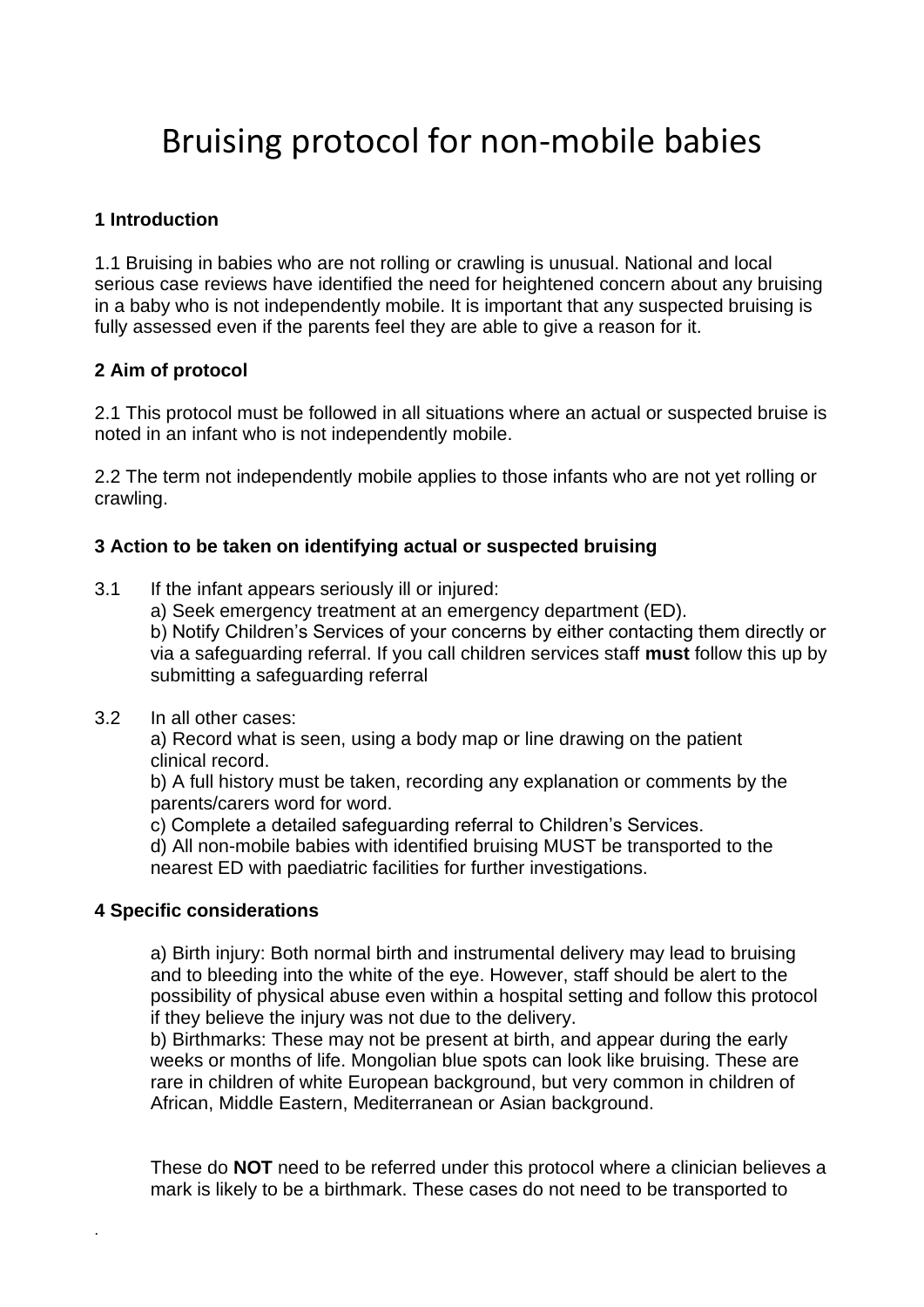# Bruising protocol for non-mobile babies

**1 Introduction**

1.1 Bruising in babies who are not rolling or crawling is unusual. National and local serious case reviews have identified the need for heightened concern about any bruising in a baby who is not independently mobile. It is important that any suspected bruising is fully assessed even if the parents feel they are able to give a reason for it.

**2 Aim of protocol**

2.1 This protocol must be followed in all situations where an actual or suspected bruise is noted in an infant who is not independently mobile.

2.2 The term not independently mobile applies to those infants who are not yet rolling or crawling.

**3 Action to be taken on identifying actual or suspected bruising**

3.1 If the infant appears seriously ill or injured:
a) Seek emergency treatment at an emergency department (ED).
b) Notify Children's Services of your concerns by either contacting them directly or via a safeguarding referral. If you call children services staff **must** follow this up by submitting a safeguarding referral

3.2 In all other cases:
a) Record what is seen, using a body map or line drawing on the patient clinical record.
b) A full history must be taken, recording any explanation or comments by the parents/carers word for word.
c) Complete a detailed safeguarding referral to Children's Services.
d) All non-mobile babies with identified bruising MUST be transported to the nearest ED with paediatric facilities for further investigations.

**4 Specific considerations**

a) Birth injury: Both normal birth and instrumental delivery may lead to bruising and to bleeding into the white of the eye. However, staff should be alert to the possibility of physical abuse even within a hospital setting and follow this protocol if they believe the injury was not due to the delivery.
b) Birthmarks: These may not be present at birth, and appear during the early weeks or months of life. Mongolian blue spots can look like bruising. These are rare in children of white European background, but very common in children of African, Middle Eastern, Mediterranean or Asian background.

These do **NOT** need to be referred under this protocol where a clinician believes a mark is likely to be a birthmark. These cases do not need to be transported to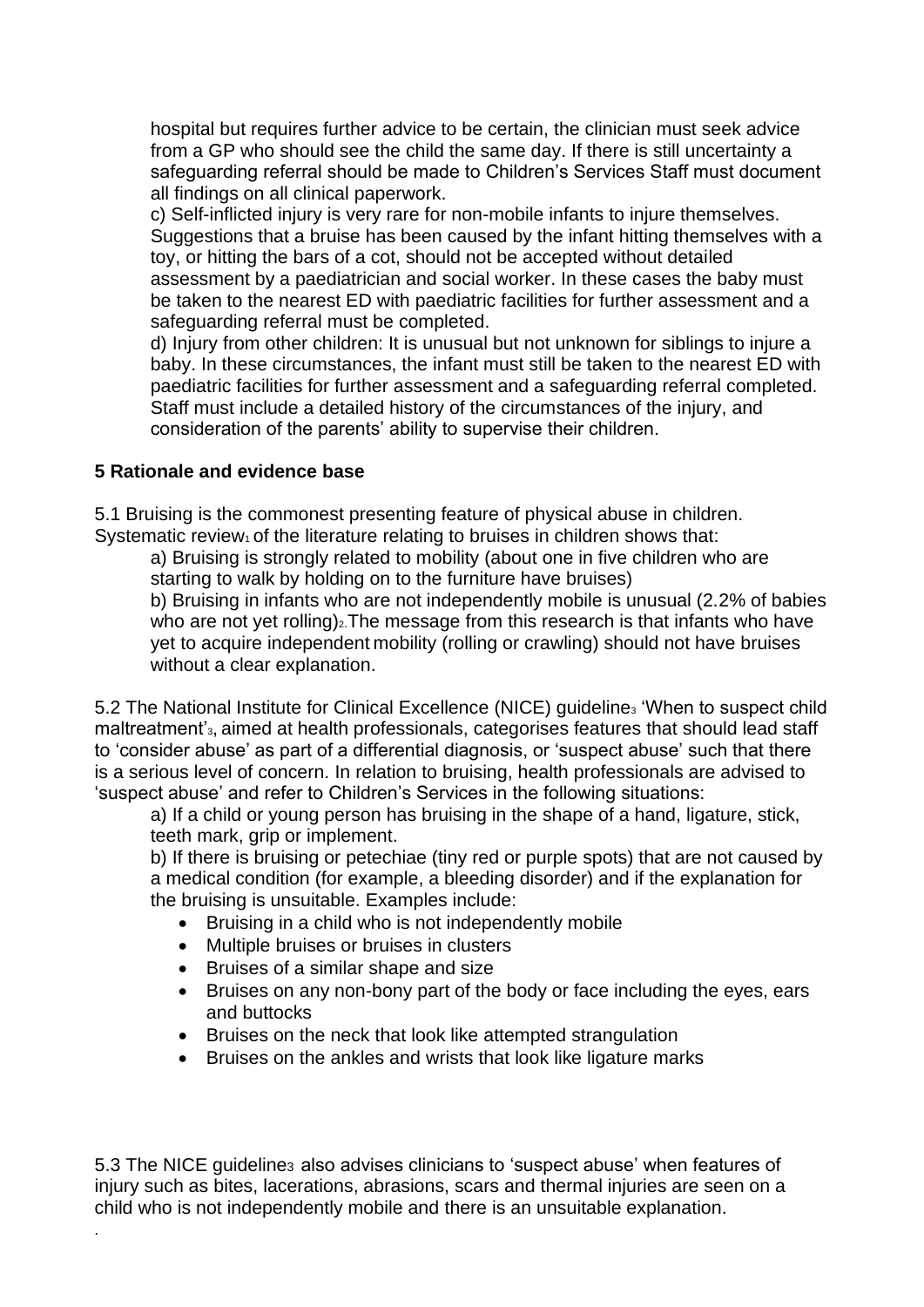hospital but requires further advice to be certain, the clinician must seek advice from a GP who should see the child the same day. If there is still uncertainty a safeguarding referral should be made to Children's Services Staff must document all findings on all clinical paperwork.

c) Self-inflicted injury is very rare for non-mobile infants to injure themselves. Suggestions that a bruise has been caused by the infant hitting themselves with a toy, or hitting the bars of a cot, should not be accepted without detailed assessment by a paediatrician and social worker. In these cases the baby must be taken to the nearest ED with paediatric facilities for further assessment and a safeguarding referral must be completed.

d) Injury from other children: It is unusual but not unknown for siblings to injure a baby. In these circumstances, the infant must still be taken to the nearest ED with paediatric facilities for further assessment and a safeguarding referral completed. Staff must include a detailed history of the circumstances of the injury, and consideration of the parents' ability to supervise their children.

## 5 Rationale and evidence base

5.1 Bruising is the commonest presenting feature of physical abuse in children. Systematic review[1] of the literature relating to bruises in children shows that:

a) Bruising is strongly related to mobility (about one in five children who are starting to walk by holding on to the furniture have bruises)

b) Bruising in infants who are not independently mobile is unusual (2.2% of babies who are not yet rolling)[2]. The message from this research is that infants who have yet to acquire independent mobility (rolling or crawling) should not have bruises without a clear explanation.

5.2 The National Institute for Clinical Excellence (NICE) guideline[3] 'When to suspect child maltreatment'[3], aimed at health professionals, categorises features that should lead staff to 'consider abuse' as part of a differential diagnosis, or 'suspect abuse' such that there is a serious level of concern. In relation to bruising, health professionals are advised to 'suspect abuse' and refer to Children's Services in the following situations:

a) If a child or young person has bruising in the shape of a hand, ligature, stick, teeth mark, grip or implement.

b) If there is bruising or petechiae (tiny red or purple spots) that are not caused by a medical condition (for example, a bleeding disorder) and if the explanation for the bruising is unsuitable. Examples include:

- Bruising in a child who is not independently mobile
- Multiple bruises or bruises in clusters
- Bruises of a similar shape and size
- Bruises on any non-bony part of the body or face including the eyes, ears and buttocks
- Bruises on the neck that look like attempted strangulation
- Bruises on the ankles and wrists that look like ligature marks

5.3 The NICE guideline[3] also advises clinicians to 'suspect abuse' when features of injury such as bites, lacerations, abrasions, scars and thermal injuries are seen on a child who is not independently mobile and there is an unsuitable explanation.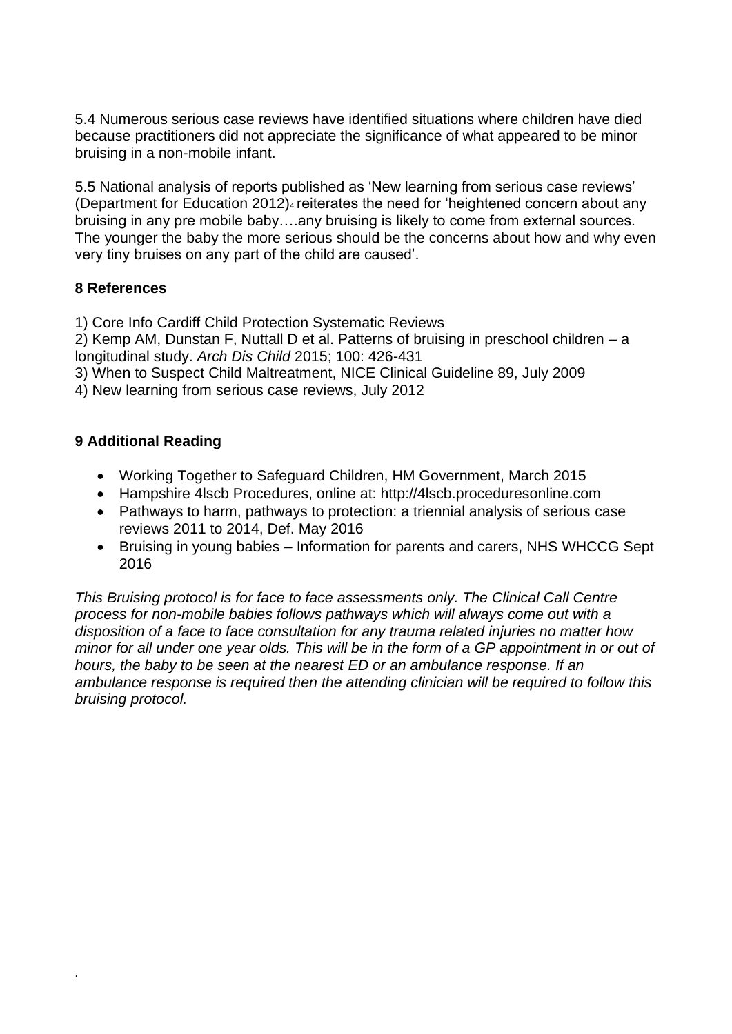5.4 Numerous serious case reviews have identified situations where children have died because practitioners did not appreciate the significance of what appeared to be minor bruising in a non-mobile infant.

5.5 National analysis of reports published as 'New learning from serious case reviews' (Department for Education 2012)[4] reiterates the need for 'heightened concern about any bruising in any pre mobile baby….any bruising is likely to come from external sources. The younger the baby the more serious should be the concerns about how and why even very tiny bruises on any part of the child are caused'.

## 8 References

1) Core Info Cardiff Child Protection Systematic Reviews
2) Kemp AM, Dunstan F, Nuttall D et al. Patterns of bruising in preschool children – a longitudinal study. *Arch Dis Child* 2015; 100: 426-431
3) When to Suspect Child Maltreatment, NICE Clinical Guideline 89, July 2009
4) New learning from serious case reviews, July 2012

## 9 Additional Reading

- Working Together to Safeguard Children, HM Government, March 2015
- Hampshire 4lscb Procedures, online at: http://4lscb.proceduresonline.com
- Pathways to harm, pathways to protection: a triennial analysis of serious case reviews 2011 to 2014, Def. May 2016
- Bruising in young babies – Information for parents and carers, NHS WHCCG Sept 2016

*This Bruising protocol is for face to face assessments only. The Clinical Call Centre process for non-mobile babies follows pathways which will always come out with a disposition of a face to face consultation for any trauma related injuries no matter how minor for all under one year olds. This will be in the form of a GP appointment in or out of hours, the baby to be seen at the nearest ED or an ambulance response. If an ambulance response is required then the attending clinician will be required to follow this bruising protocol.*